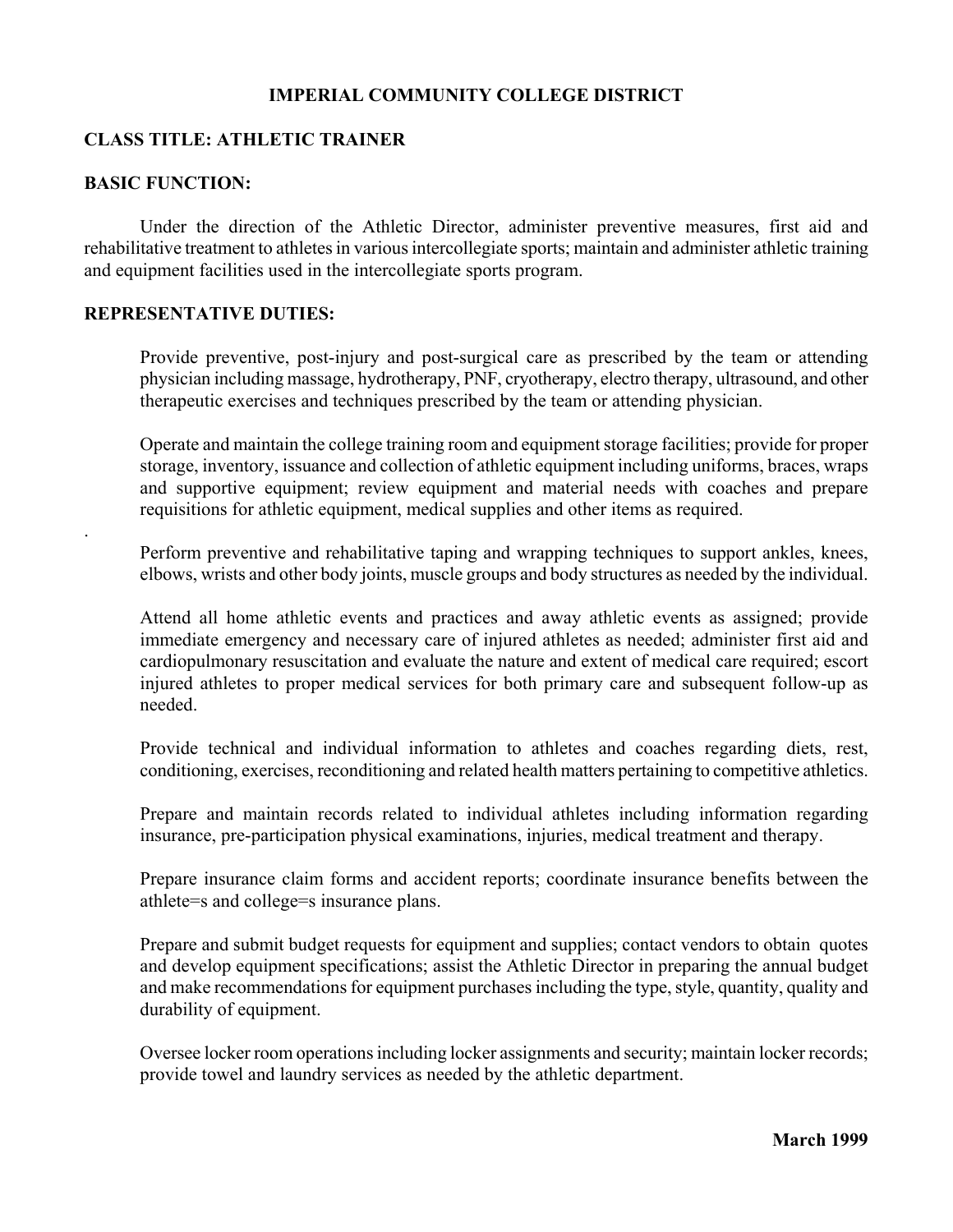**IMPERIAL COMMUNITY COLLEGE DISTRICT**

**CLASS TITLE: ATHLETIC TRAINER**

**BASIC FUNCTION:**

Under the direction of the Athletic Director, administer preventive measures, first aid and rehabilitative treatment to athletes in various intercollegiate sports; maintain and administer athletic training and equipment facilities used in the intercollegiate sports program.

**REPRESENTATIVE DUTIES:**

Provide preventive, post-injury and post-surgical care as prescribed by the team or attending physician including massage, hydrotherapy, PNF, cryotherapy, electro therapy, ultrasound, and other therapeutic exercises and techniques prescribed by the team or attending physician.

Operate and maintain the college training room and equipment storage facilities; provide for proper storage, inventory, issuance and collection of athletic equipment including uniforms, braces, wraps and supportive equipment; review equipment and material needs with coaches and prepare requisitions for athletic equipment, medical supplies and other items as required.

Perform preventive and rehabilitative taping and wrapping techniques to support ankles, knees, elbows, wrists and other body joints, muscle groups and body structures as needed by the individual.

Attend all home athletic events and practices and away athletic events as assigned; provide immediate emergency and necessary care of injured athletes as needed; administer first aid and cardiopulmonary resuscitation and evaluate the nature and extent of medical care required; escort injured athletes to proper medical services for both primary care and subsequent follow-up as needed.

Provide technical and individual information to athletes and coaches regarding diets, rest, conditioning, exercises, reconditioning and related health matters pertaining to competitive athletics.

Prepare and maintain records related to individual athletes including information regarding insurance, pre-participation physical examinations, injuries, medical treatment and therapy.

Prepare insurance claim forms and accident reports; coordinate insurance benefits between the athlete=s and college=s insurance plans.

Prepare and submit budget requests for equipment and supplies; contact vendors to obtain quotes and develop equipment specifications; assist the Athletic Director in preparing the annual budget and make recommendations for equipment purchases including the type, style, quantity, quality and durability of equipment.

Oversee locker room operations including locker assignments and security; maintain locker records; provide towel and laundry services as needed by the athletic department.

**March 1999**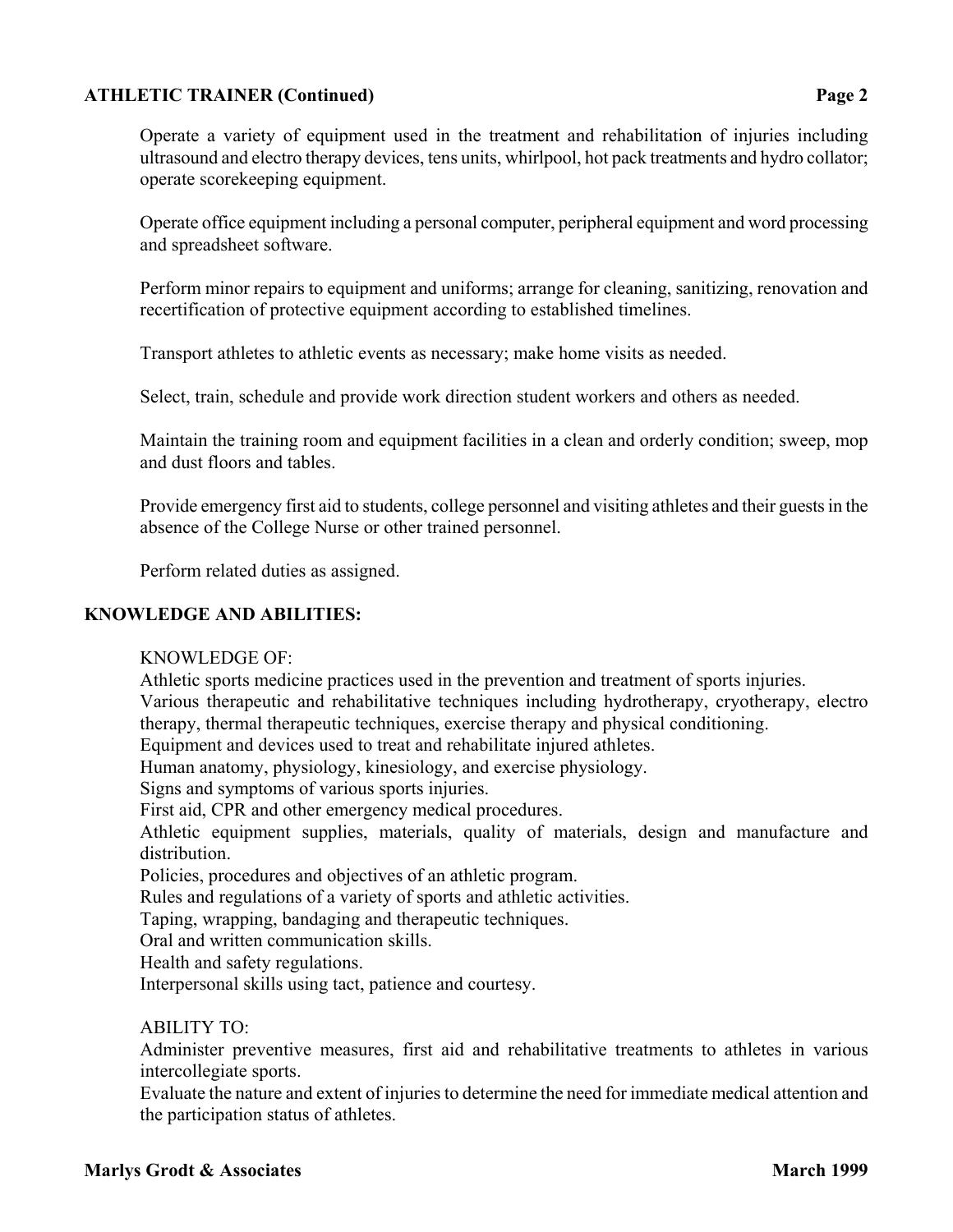Operate a variety of equipment used in the treatment and rehabilitation of injuries including ultrasound and electro therapy devices, tens units, whirlpool, hot pack treatments and hydro collator; operate scorekeeping equipment.

Operate office equipment including a personal computer, peripheral equipment and word processing and spreadsheet software.

Perform minor repairs to equipment and uniforms; arrange for cleaning, sanitizing, renovation and recertification of protective equipment according to established timelines.

Transport athletes to athletic events as necessary; make home visits as needed.

Select, train, schedule and provide work direction student workers and others as needed.

Maintain the training room and equipment facilities in a clean and orderly condition; sweep, mop and dust floors and tables.

Provide emergency first aid to students, college personnel and visiting athletes and their guests in the absence of the College Nurse or other trained personnel.

Perform related duties as assigned.

## KNOWLEDGE AND ABILITIES:

KNOWLEDGE OF:
Athletic sports medicine practices used in the prevention and treatment of sports injuries.
Various therapeutic and rehabilitative techniques including hydrotherapy, cryotherapy, electro therapy, thermal therapeutic techniques, exercise therapy and physical conditioning.
Equipment and devices used to treat and rehabilitate injured athletes.
Human anatomy, physiology, kinesiology, and exercise physiology.
Signs and symptoms of various sports injuries.
First aid, CPR and other emergency medical procedures.
Athletic equipment supplies, materials, quality of materials, design and manufacture and distribution.
Policies, procedures and objectives of an athletic program.
Rules and regulations of a variety of sports and athletic activities.
Taping, wrapping, bandaging and therapeutic techniques.
Oral and written communication skills.
Health and safety regulations.
Interpersonal skills using tact, patience and courtesy.

ABILITY TO:
Administer preventive measures, first aid and rehabilitative treatments to athletes in various intercollegiate sports.
Evaluate the nature and extent of injuries to determine the need for immediate medical attention and the participation status of athletes.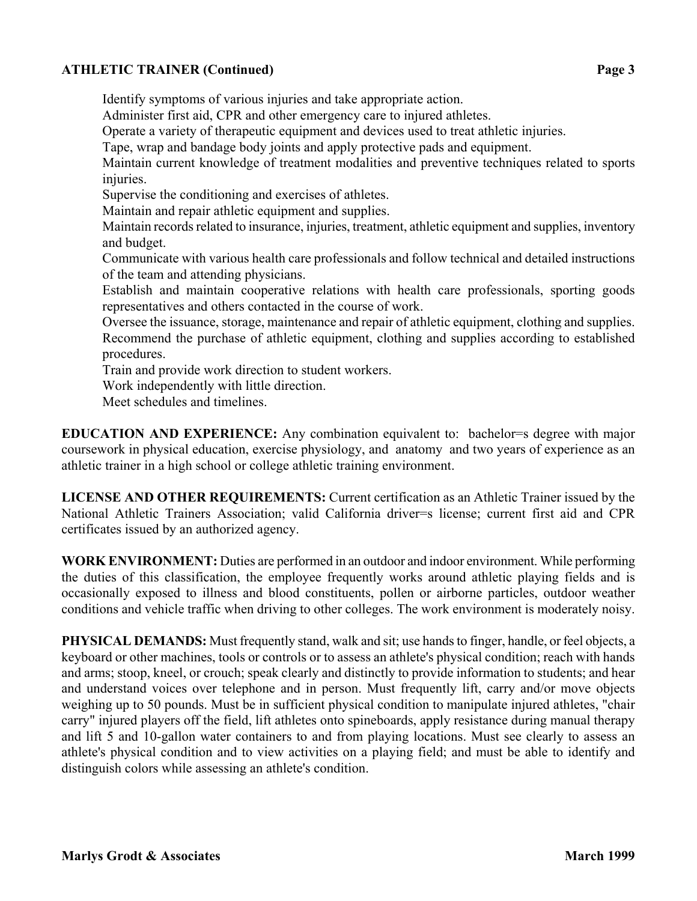Identify symptoms of various injuries and take appropriate action.
Administer first aid, CPR and other emergency care to injured athletes.
Operate a variety of therapeutic equipment and devices used to treat athletic injuries.
Tape, wrap and bandage body joints and apply protective pads and equipment.
Maintain current knowledge of treatment modalities and preventive techniques related to sports injuries.
Supervise the conditioning and exercises of athletes.
Maintain and repair athletic equipment and supplies.
Maintain records related to insurance, injuries, treatment, athletic equipment and supplies, inventory and budget.
Communicate with various health care professionals and follow technical and detailed instructions of the team and attending physicians.
Establish and maintain cooperative relations with health care professionals, sporting goods representatives and others contacted in the course of work.
Oversee the issuance, storage, maintenance and repair of athletic equipment, clothing and supplies.
Recommend the purchase of athletic equipment, clothing and supplies according to established procedures.
Train and provide work direction to student workers.
Work independently with little direction.
Meet schedules and timelines.

**EDUCATION AND EXPERIENCE:** Any combination equivalent to: bachelor=s degree with major coursework in physical education, exercise physiology, and anatomy and two years of experience as an athletic trainer in a high school or college athletic training environment.

**LICENSE AND OTHER REQUIREMENTS:** Current certification as an Athletic Trainer issued by the National Athletic Trainers Association; valid California driver=s license; current first aid and CPR certificates issued by an authorized agency.

**WORK ENVIRONMENT:** Duties are performed in an outdoor and indoor environment. While performing the duties of this classification, the employee frequently works around athletic playing fields and is occasionally exposed to illness and blood constituents, pollen or airborne particles, outdoor weather conditions and vehicle traffic when driving to other colleges. The work environment is moderately noisy.

**PHYSICAL DEMANDS:** Must frequently stand, walk and sit; use hands to finger, handle, or feel objects, a keyboard or other machines, tools or controls or to assess an athlete's physical condition; reach with hands and arms; stoop, kneel, or crouch; speak clearly and distinctly to provide information to students; and hear and understand voices over telephone and in person. Must frequently lift, carry and/or move objects weighing up to 50 pounds. Must be in sufficient physical condition to manipulate injured athletes, "chair carry" injured players off the field, lift athletes onto spineboards, apply resistance during manual therapy and lift 5 and 10-gallon water containers to and from playing locations. Must see clearly to assess an athlete's physical condition and to view activities on a playing field; and must be able to identify and distinguish colors while assessing an athlete's condition.